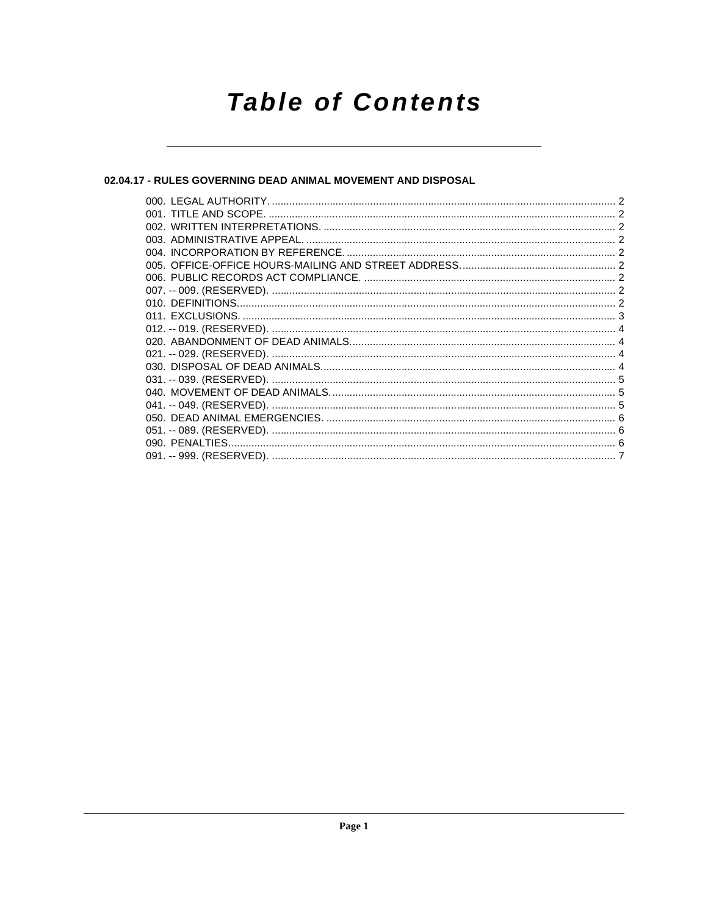# Table of Contents

## 02.04.17 - RULES GOVERNING DEAD ANIMAL MOVEMENT AND DISPOSAL

000. LEGAL AUTHORITY. .......... 2
001. TITLE AND SCOPE. .......... 2
002. WRITTEN INTERPRETATIONS. .......... 2
003. ADMINISTRATIVE APPEAL. .......... 2
004. INCORPORATION BY REFERENCE. .......... 2
005. OFFICE-OFFICE HOURS-MAILING AND STREET ADDRESS. .......... 2
006. PUBLIC RECORDS ACT COMPLIANCE. .......... 2
007. -- 009. (RESERVED). .......... 2
010. DEFINITIONS. .......... 2
011. EXCLUSIONS. .......... 3
012. -- 019. (RESERVED). .......... 4
020. ABANDONMENT OF DEAD ANIMALS. .......... 4
021. -- 029. (RESERVED). .......... 4
030. DISPOSAL OF DEAD ANIMALS. .......... 4
031. -- 039. (RESERVED). .......... 5
040. MOVEMENT OF DEAD ANIMALS. .......... 5
041. -- 049. (RESERVED). .......... 5
050. DEAD ANIMAL EMERGENCIES. .......... 6
051. -- 089. (RESERVED). .......... 6
090. PENALTIES. .......... 6
091. -- 999. (RESERVED). .......... 7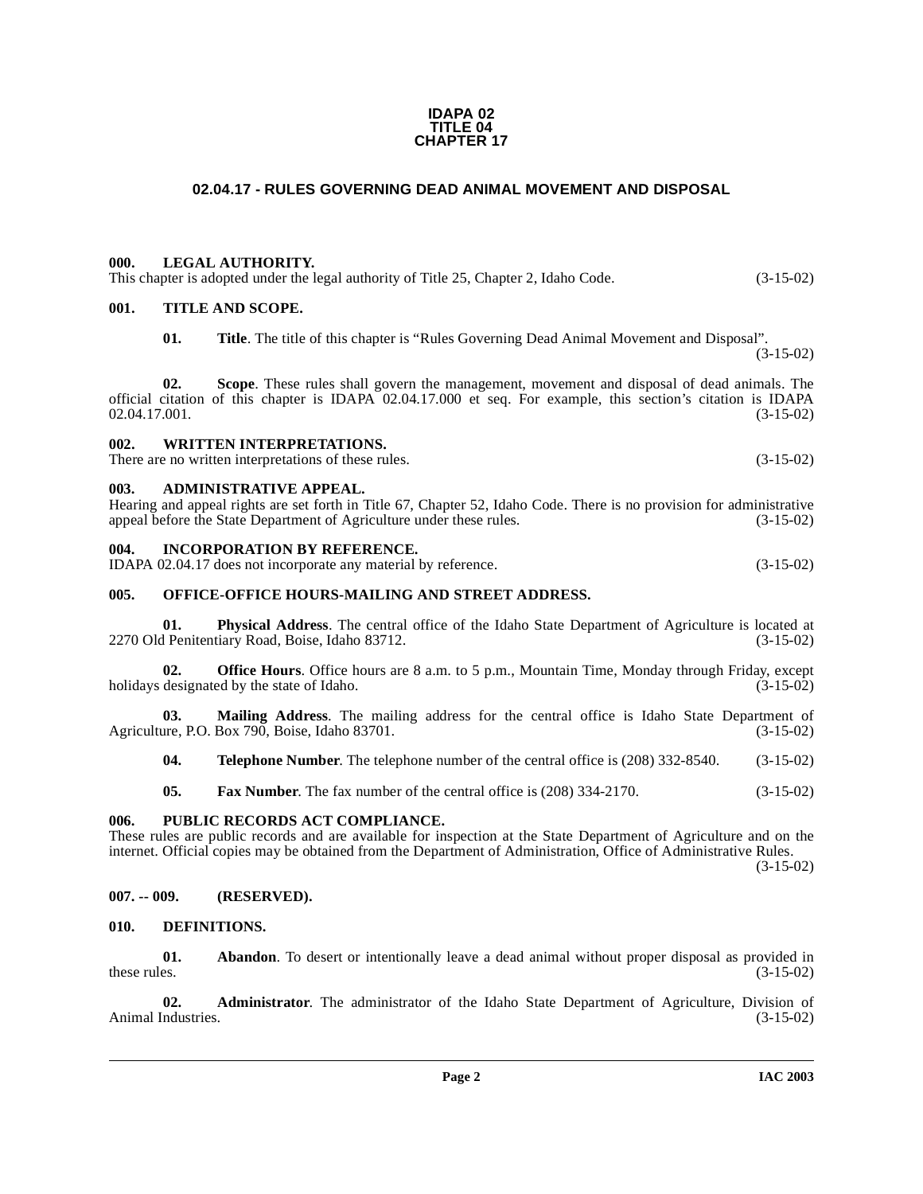**IDAPA 02**
**TITLE 04**
**CHAPTER 17**

# 02.04.17 - RULES GOVERNING DEAD ANIMAL MOVEMENT AND DISPOSAL

## 000. LEGAL AUTHORITY.

This chapter is adopted under the legal authority of Title 25, Chapter 2, Idaho Code. (3-15-02)

## 001. TITLE AND SCOPE.

**01. Title**. The title of this chapter is "Rules Governing Dead Animal Movement and Disposal". (3-15-02)

**02. Scope**. These rules shall govern the management, movement and disposal of dead animals. The official citation of this chapter is IDAPA 02.04.17.000 et seq. For example, this section's citation is IDAPA 02.04.17.001. (3-15-02)

## 002. WRITTEN INTERPRETATIONS.

There are no written interpretations of these rules. (3-15-02)

## 003. ADMINISTRATIVE APPEAL.

Hearing and appeal rights are set forth in Title 67, Chapter 52, Idaho Code. There is no provision for administrative appeal before the State Department of Agriculture under these rules. (3-15-02)

## 004. INCORPORATION BY REFERENCE.

IDAPA 02.04.17 does not incorporate any material by reference. (3-15-02)

## 005. OFFICE-OFFICE HOURS-MAILING AND STREET ADDRESS.

**01. Physical Address**. The central office of the Idaho State Department of Agriculture is located at 2270 Old Penitentiary Road, Boise, Idaho 83712. (3-15-02)

**02. Office Hours**. Office hours are 8 a.m. to 5 p.m., Mountain Time, Monday through Friday, except holidays designated by the state of Idaho. (3-15-02)

**03. Mailing Address**. The mailing address for the central office is Idaho State Department of Agriculture, P.O. Box 790, Boise, Idaho 83701. (3-15-02)

**04. Telephone Number**. The telephone number of the central office is (208) 332-8540. (3-15-02)

**05. Fax Number**. The fax number of the central office is (208) 334-2170. (3-15-02)

## 006. PUBLIC RECORDS ACT COMPLIANCE.

These rules are public records and are available for inspection at the State Department of Agriculture and on the internet. Official copies may be obtained from the Department of Administration, Office of Administrative Rules. (3-15-02)

## 007. -- 009. (RESERVED).

## 010. DEFINITIONS.

**01. Abandon**. To desert or intentionally leave a dead animal without proper disposal as provided in these rules. (3-15-02)

**02. Administrator**. The administrator of the Idaho State Department of Agriculture, Division of Animal Industries. (3-15-02)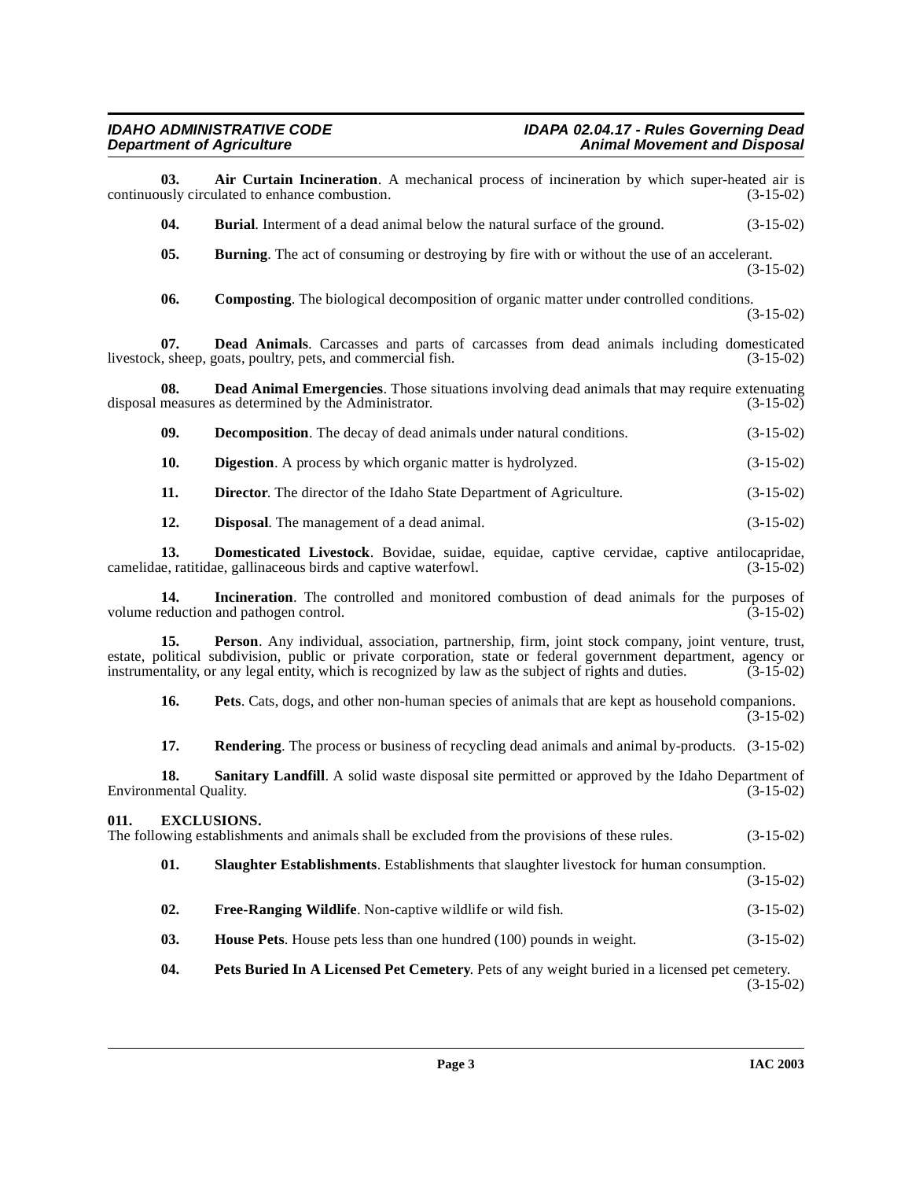**03. Air Curtain Incineration**. A mechanical process of incineration by which super-heated air is continuously circulated to enhance combustion. (3-15-02)

**04. Burial**. Interment of a dead animal below the natural surface of the ground. (3-15-02)

**05. Burning**. The act of consuming or destroying by fire with or without the use of an accelerant. (3-15-02)

**06. Composting**. The biological decomposition of organic matter under controlled conditions. (3-15-02)

**07. Dead Animals**. Carcasses and parts of carcasses from dead animals including domesticated livestock, sheep, goats, poultry, pets, and commercial fish. (3-15-02)

**08. Dead Animal Emergencies**. Those situations involving dead animals that may require extenuating disposal measures as determined by the Administrator. (3-15-02)

**09. Decomposition**. The decay of dead animals under natural conditions. (3-15-02)

**10. Digestion**. A process by which organic matter is hydrolyzed. (3-15-02)

**11. Director**. The director of the Idaho State Department of Agriculture. (3-15-02)

**12. Disposal**. The management of a dead animal. (3-15-02)

**13. Domesticated Livestock**. Bovidae, suidae, equidae, captive cervidae, captive antilocapridae, camelidae, ratitidae, gallinaceous birds and captive waterfowl. (3-15-02)

**14. Incineration**. The controlled and monitored combustion of dead animals for the purposes of volume reduction and pathogen control. (3-15-02)

**15. Person**. Any individual, association, partnership, firm, joint stock company, joint venture, trust, estate, political subdivision, public or private corporation, state or federal government department, agency or instrumentality, or any legal entity, which is recognized by law as the subject of rights and duties. (3-15-02)

**16. Pets**. Cats, dogs, and other non-human species of animals that are kept as household companions. (3-15-02)

**17. Rendering**. The process or business of recycling dead animals and animal by-products. (3-15-02)

**18. Sanitary Landfill**. A solid waste disposal site permitted or approved by the Idaho Department of Environmental Quality. (3-15-02)

## 011. EXCLUSIONS.

The following establishments and animals shall be excluded from the provisions of these rules. (3-15-02)

**01. Slaughter Establishments**. Establishments that slaughter livestock for human consumption. (3-15-02)

**02. Free-Ranging Wildlife**. Non-captive wildlife or wild fish. (3-15-02)

**03. House Pets**. House pets less than one hundred (100) pounds in weight. (3-15-02)

**04. Pets Buried In A Licensed Pet Cemetery**. Pets of any weight buried in a licensed pet cemetery. (3-15-02)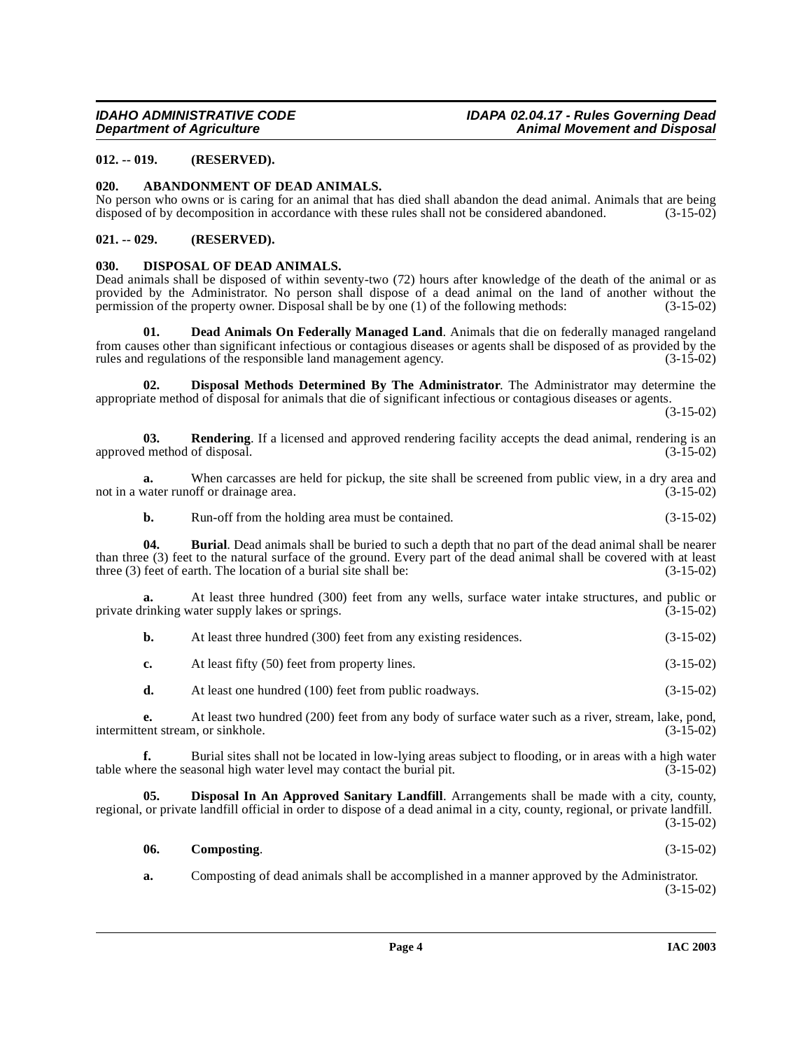### 012. -- 019. (RESERVED).

### 020. ABANDONMENT OF DEAD ANIMALS.

No person who owns or is caring for an animal that has died shall abandon the dead animal. Animals that are being disposed of by decomposition in accordance with these rules shall not be considered abandoned. (3-15-02)

### 021. -- 029. (RESERVED).

### 030. DISPOSAL OF DEAD ANIMALS.

Dead animals shall be disposed of within seventy-two (72) hours after knowledge of the death of the animal or as provided by the Administrator. No person shall dispose of a dead animal on the land of another without the permission of the property owner. Disposal shall be by one (1) of the following methods: (3-15-02)

**01. Dead Animals On Federally Managed Land**. Animals that die on federally managed rangeland from causes other than significant infectious or contagious diseases or agents shall be disposed of as provided by the rules and regulations of the responsible land management agency. (3-15-02)

**02. Disposal Methods Determined By The Administrator**. The Administrator may determine the appropriate method of disposal for animals that die of significant infectious or contagious diseases or agents. (3-15-02)

**03. Rendering**. If a licensed and approved rendering facility accepts the dead animal, rendering is an approved method of disposal. (3-15-02)

**a.** When carcasses are held for pickup, the site shall be screened from public view, in a dry area and not in a water runoff or drainage area. (3-15-02)

**b.** Run-off from the holding area must be contained. (3-15-02)

**04. Burial**. Dead animals shall be buried to such a depth that no part of the dead animal shall be nearer than three (3) feet to the natural surface of the ground. Every part of the dead animal shall be covered with at least three (3) feet of earth. The location of a burial site shall be: (3-15-02)

**a.** At least three hundred (300) feet from any wells, surface water intake structures, and public or private drinking water supply lakes or springs. (3-15-02)

**b.** At least three hundred (300) feet from any existing residences. (3-15-02)

**c.** At least fifty (50) feet from property lines. (3-15-02)

**d.** At least one hundred (100) feet from public roadways. (3-15-02)

**e.** At least two hundred (200) feet from any body of surface water such as a river, stream, lake, pond, intermittent stream, or sinkhole. (3-15-02)

**f.** Burial sites shall not be located in low-lying areas subject to flooding, or in areas with a high water table where the seasonal high water level may contact the burial pit. (3-15-02)

**05. Disposal In An Approved Sanitary Landfill**. Arrangements shall be made with a city, county, regional, or private landfill official in order to dispose of a dead animal in a city, county, regional, or private landfill. (3-15-02)

**06. Composting**. (3-15-02)

**a.** Composting of dead animals shall be accomplished in a manner approved by the Administrator. (3-15-02)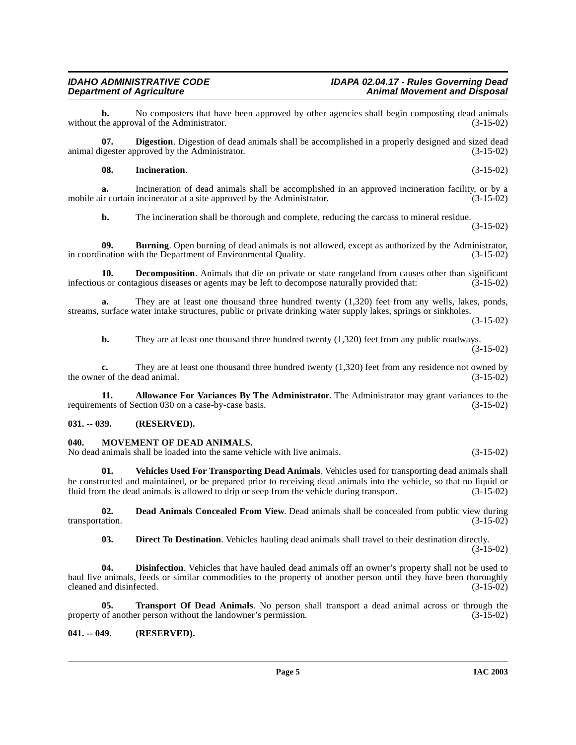**b.** No composters that have been approved by other agencies shall begin composting dead animals without the approval of the Administrator. (3-15-02)

**07. Digestion**. Digestion of dead animals shall be accomplished in a properly designed and sized dead animal digester approved by the Administrator. (3-15-02)

**08. Incineration**. (3-15-02)

**a.** Incineration of dead animals shall be accomplished in an approved incineration facility, or by a mobile air curtain incinerator at a site approved by the Administrator. (3-15-02)

**b.** The incineration shall be thorough and complete, reducing the carcass to mineral residue. (3-15-02)

**09. Burning**. Open burning of dead animals is not allowed, except as authorized by the Administrator, in coordination with the Department of Environmental Quality. (3-15-02)

**10. Decomposition**. Animals that die on private or state rangeland from causes other than significant infectious or contagious diseases or agents may be left to decompose naturally provided that: (3-15-02)

**a.** They are at least one thousand three hundred twenty (1,320) feet from any wells, lakes, ponds, streams, surface water intake structures, public or private drinking water supply lakes, springs or sinkholes. (3-15-02)

**b.** They are at least one thousand three hundred twenty (1,320) feet from any public roadways. (3-15-02)

**c.** They are at least one thousand three hundred twenty (1,320) feet from any residence not owned by the owner of the dead animal. (3-15-02)

**11. Allowance For Variances By The Administrator**. The Administrator may grant variances to the requirements of Section 030 on a case-by-case basis. (3-15-02)

### 031. -- 039. (RESERVED).

### 040. MOVEMENT OF DEAD ANIMALS.

No dead animals shall be loaded into the same vehicle with live animals. (3-15-02)

**01. Vehicles Used For Transporting Dead Animals**. Vehicles used for transporting dead animals shall be constructed and maintained, or be prepared prior to receiving dead animals into the vehicle, so that no liquid or fluid from the dead animals is allowed to drip or seep from the vehicle during transport. (3-15-02)

**02. Dead Animals Concealed From View**. Dead animals shall be concealed from public view during transportation. (3-15-02)

**03. Direct To Destination**. Vehicles hauling dead animals shall travel to their destination directly. (3-15-02)

**04. Disinfection**. Vehicles that have hauled dead animals off an owner's property shall not be used to haul live animals, feeds or similar commodities to the property of another person until they have been thoroughly cleaned and disinfected. (3-15-02)

**05. Transport Of Dead Animals**. No person shall transport a dead animal across or through the property of another person without the landowner's permission. (3-15-02)

### 041. -- 049. (RESERVED).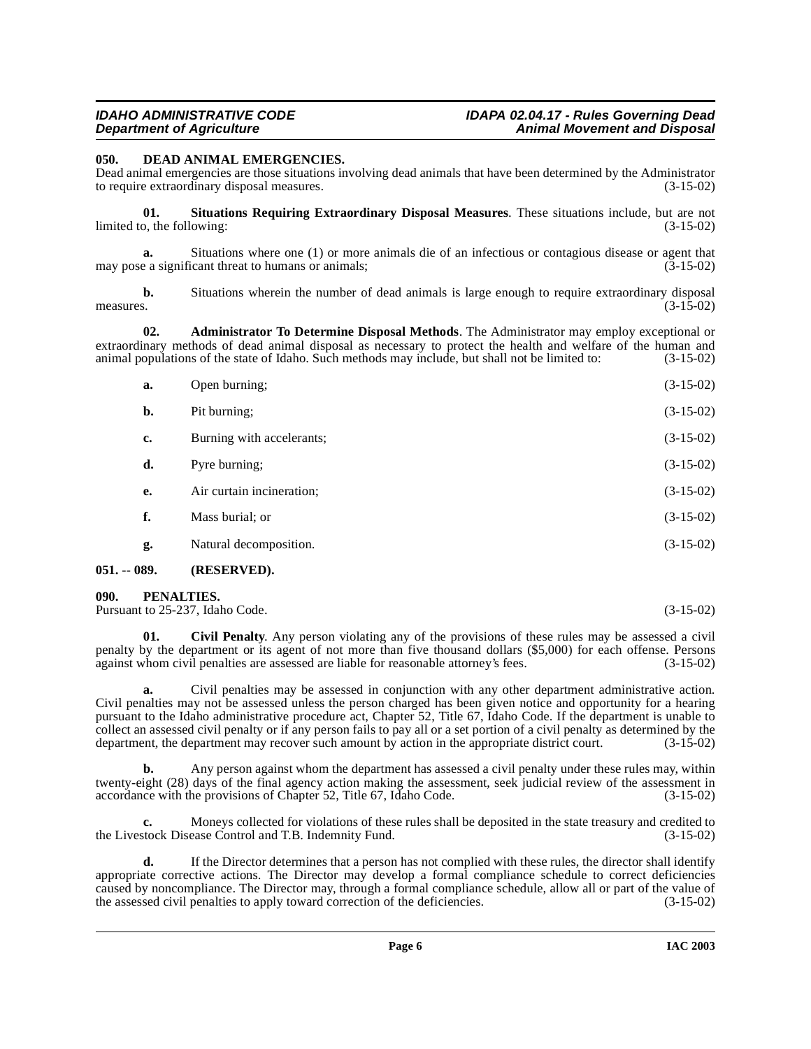### 050. DEAD ANIMAL EMERGENCIES.

Dead animal emergencies are those situations involving dead animals that have been determined by the Administrator to require extraordinary disposal measures. (3-15-02)

**01. Situations Requiring Extraordinary Disposal Measures**. These situations include, but are not limited to, the following: (3-15-02)

**a.** Situations where one (1) or more animals die of an infectious or contagious disease or agent that may pose a significant threat to humans or animals; (3-15-02)

**b.** Situations wherein the number of dead animals is large enough to require extraordinary disposal measures. (3-15-02)

**02. Administrator To Determine Disposal Methods**. The Administrator may employ exceptional or extraordinary methods of dead animal disposal as necessary to protect the health and welfare of the human and animal populations of the state of Idaho. Such methods may include, but shall not be limited to: (3-15-02)

**a.** Open burning; (3-15-02)

**b.** Pit burning; (3-15-02)

**c.** Burning with accelerants; (3-15-02)

**d.** Pyre burning; (3-15-02)

**e.** Air curtain incineration; (3-15-02)

**f.** Mass burial; or (3-15-02)

**g.** Natural decomposition. (3-15-02)

### 051. -- 089. (RESERVED).

### 090. PENALTIES.

Pursuant to 25-237, Idaho Code. (3-15-02)

**01. Civil Penalty**. Any person violating any of the provisions of these rules may be assessed a civil penalty by the department or its agent of not more than five thousand dollars ($5,000) for each offense. Persons against whom civil penalties are assessed are liable for reasonable attorney's fees. (3-15-02)

**a.** Civil penalties may be assessed in conjunction with any other department administrative action. Civil penalties may not be assessed unless the person charged has been given notice and opportunity for a hearing pursuant to the Idaho administrative procedure act, Chapter 52, Title 67, Idaho Code. If the department is unable to collect an assessed civil penalty or if any person fails to pay all or a set portion of a civil penalty as determined by the department, the department may recover such amount by action in the appropriate district court. (3-15-02)

**b.** Any person against whom the department has assessed a civil penalty under these rules may, within twenty-eight (28) days of the final agency action making the assessment, seek judicial review of the assessment in accordance with the provisions of Chapter 52, Title 67, Idaho Code. (3-15-02)

**c.** Moneys collected for violations of these rules shall be deposited in the state treasury and credited to the Livestock Disease Control and T.B. Indemnity Fund. (3-15-02)

**d.** If the Director determines that a person has not complied with these rules, the director shall identify appropriate corrective actions. The Director may develop a formal compliance schedule to correct deficiencies caused by noncompliance. The Director may, through a formal compliance schedule, allow all or part of the value of the assessed civil penalties to apply toward correction of the deficiencies. (3-15-02)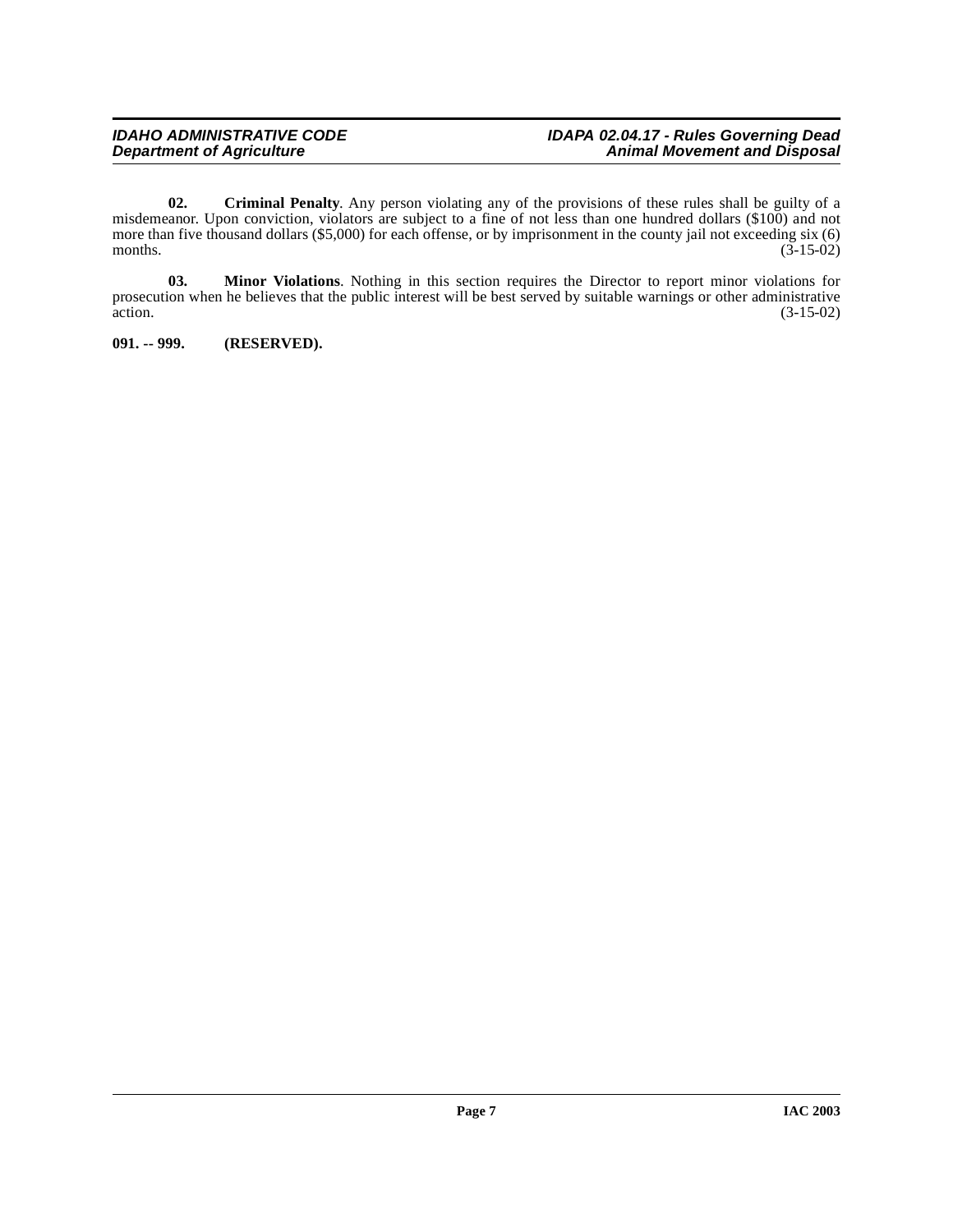**02. Criminal Penalty**. Any person violating any of the provisions of these rules shall be guilty of a misdemeanor. Upon conviction, violators are subject to a fine of not less than one hundred dollars ($100) and not more than five thousand dollars ($5,000) for each offense, or by imprisonment in the county jail not exceeding six (6) months. (3-15-02)

**03. Minor Violations**. Nothing in this section requires the Director to report minor violations for prosecution when he believes that the public interest will be best served by suitable warnings or other administrative action. (3-15-02)

**091. -- 999. (RESERVED).**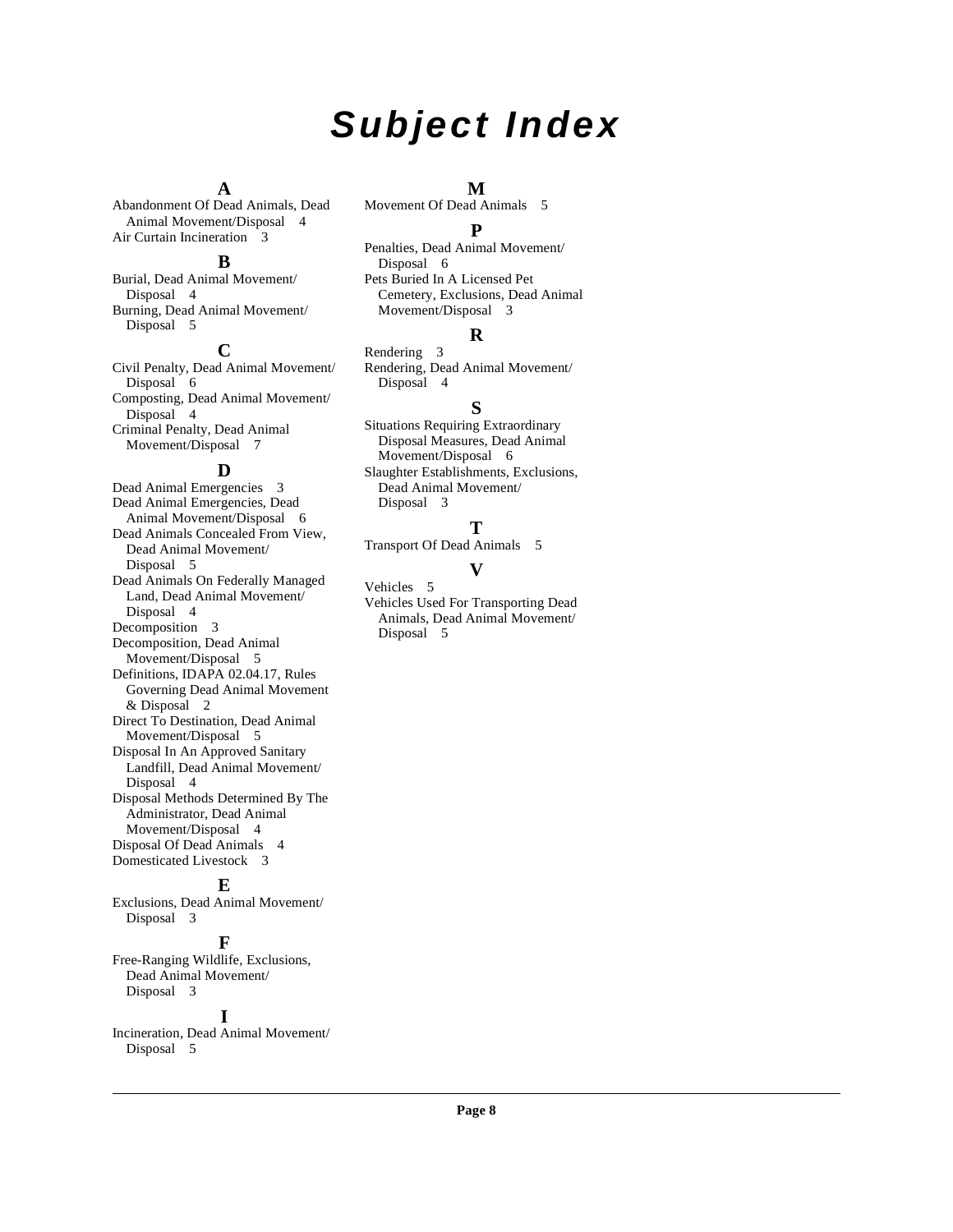# Subject Index

## A

Abandonment Of Dead Animals, Dead Animal Movement/Disposal 4
Air Curtain Incineration 3

## B

Burial, Dead Animal Movement/Disposal 4
Burning, Dead Animal Movement/Disposal 5

## C

Civil Penalty, Dead Animal Movement/Disposal 6
Composting, Dead Animal Movement/Disposal 4
Criminal Penalty, Dead Animal Movement/Disposal 7

## D

Dead Animal Emergencies 3
Dead Animal Emergencies, Dead Animal Movement/Disposal 6
Dead Animals Concealed From View, Dead Animal Movement/Disposal 5
Dead Animals On Federally Managed Land, Dead Animal Movement/Disposal 4
Decomposition 3
Decomposition, Dead Animal Movement/Disposal 5
Definitions, IDAPA 02.04.17, Rules Governing Dead Animal Movement & Disposal 2
Direct To Destination, Dead Animal Movement/Disposal 5
Disposal In An Approved Sanitary Landfill, Dead Animal Movement/Disposal 4
Disposal Methods Determined By The Administrator, Dead Animal Movement/Disposal 4
Disposal Of Dead Animals 4
Domesticated Livestock 3

## E

Exclusions, Dead Animal Movement/Disposal 3

## F

Free-Ranging Wildlife, Exclusions, Dead Animal Movement/Disposal 3

## I

Incineration, Dead Animal Movement/Disposal 5

## M

Movement Of Dead Animals 5

## P

Penalties, Dead Animal Movement/Disposal 6
Pets Buried In A Licensed Pet Cemetery, Exclusions, Dead Animal Movement/Disposal 3

## R

Rendering 3
Rendering, Dead Animal Movement/Disposal 4

## S

Situations Requiring Extraordinary Disposal Measures, Dead Animal Movement/Disposal 6
Slaughter Establishments, Exclusions, Dead Animal Movement/Disposal 3

## T

Transport Of Dead Animals 5

## V

Vehicles 5
Vehicles Used For Transporting Dead Animals, Dead Animal Movement/Disposal 5